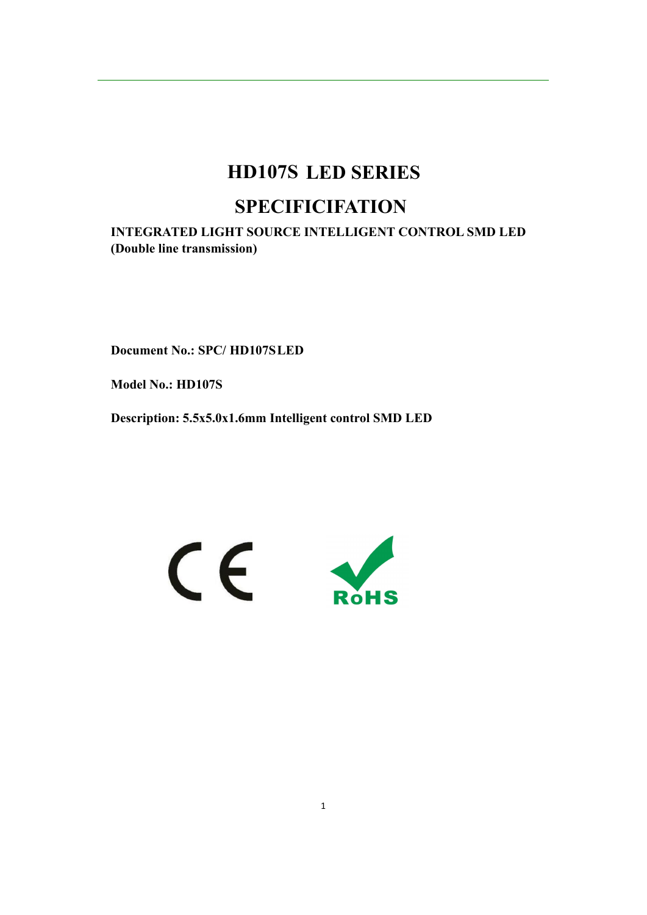# HD107S LED SERIES

# SPECIFICIFATION

**INTEGRATED LIGHT SOURCE INTELLIGENT CONTROL SMD LED (Double line transmission)**

**Document No.: SPC/ HD107SLED**

**Model No.: HD107S**

**Description: 5.5x5.0x1.6mm Intelligent control SMD LED**

CE

RoHS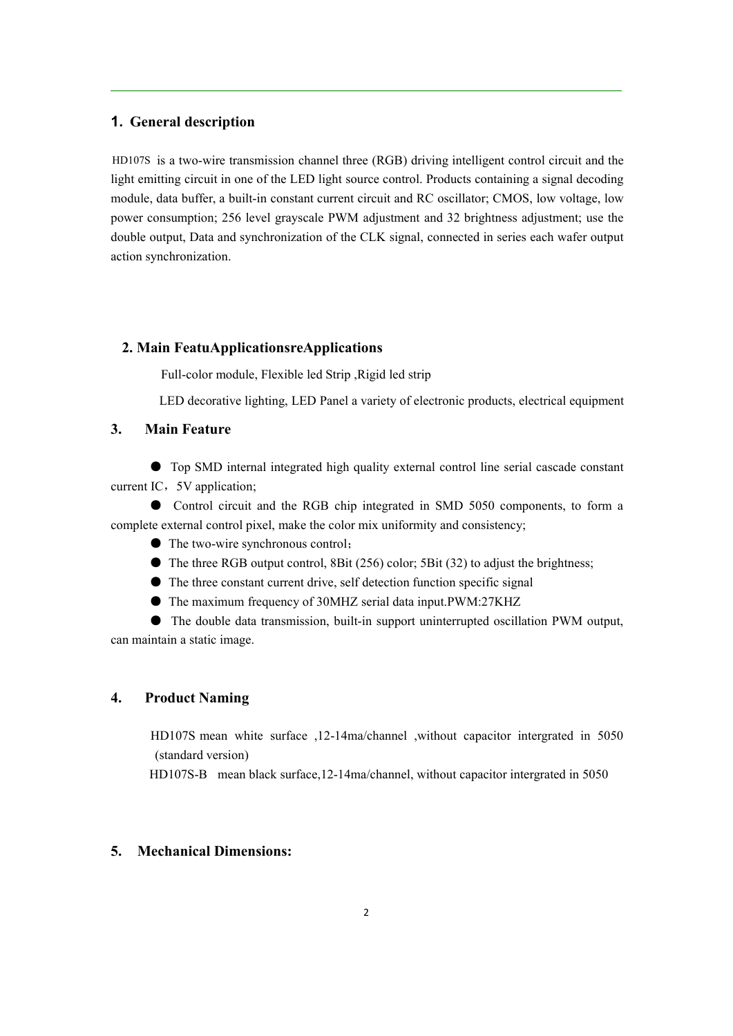## 1. General description

HD107S is a two-wire transmission channel three (RGB) driving intelligent control circuit and the light emitting circuit in one of the LED light source control. Products containing a signal decoding module, data buffer, a built-in constant current circuit and RC oscillator; CMOS, low voltage, low power consumption; 256 level grayscale PWM adjustment and 32 brightness adjustment; use the double output, Data and synchronization of the CLK signal, connected in series each wafer output action synchronization.

## 2. Main FeatuApplicationsreApplications

Full-color module, Flexible led Strip ,Rigid led strip

LED decorative lighting, LED Panel a variety of electronic products, electrical equipment

## 3. Main Feature

- Top SMD internal integrated high quality external control line serial cascade constant current IC，5V application;
- Control circuit and the RGB chip integrated in SMD 5050 components, to form a complete external control pixel, make the color mix uniformity and consistency;
- The two-wire synchronous control；
- The three RGB output control, 8Bit (256) color; 5Bit (32) to adjust the brightness;
- The three constant current drive, self detection function specific signal
- The maximum frequency of 30MHZ serial data input.PWM:27KHZ
- The double data transmission, built-in support uninterrupted oscillation PWM output, can maintain a static image.

## 4. Product Naming

HD107S mean white surface ,12-14ma/channel ,without capacitor intergrated in 5050 (standard version)

HD107S-B mean black surface,12-14ma/channel, without capacitor intergrated in 5050

## 5. Mechanical Dimensions: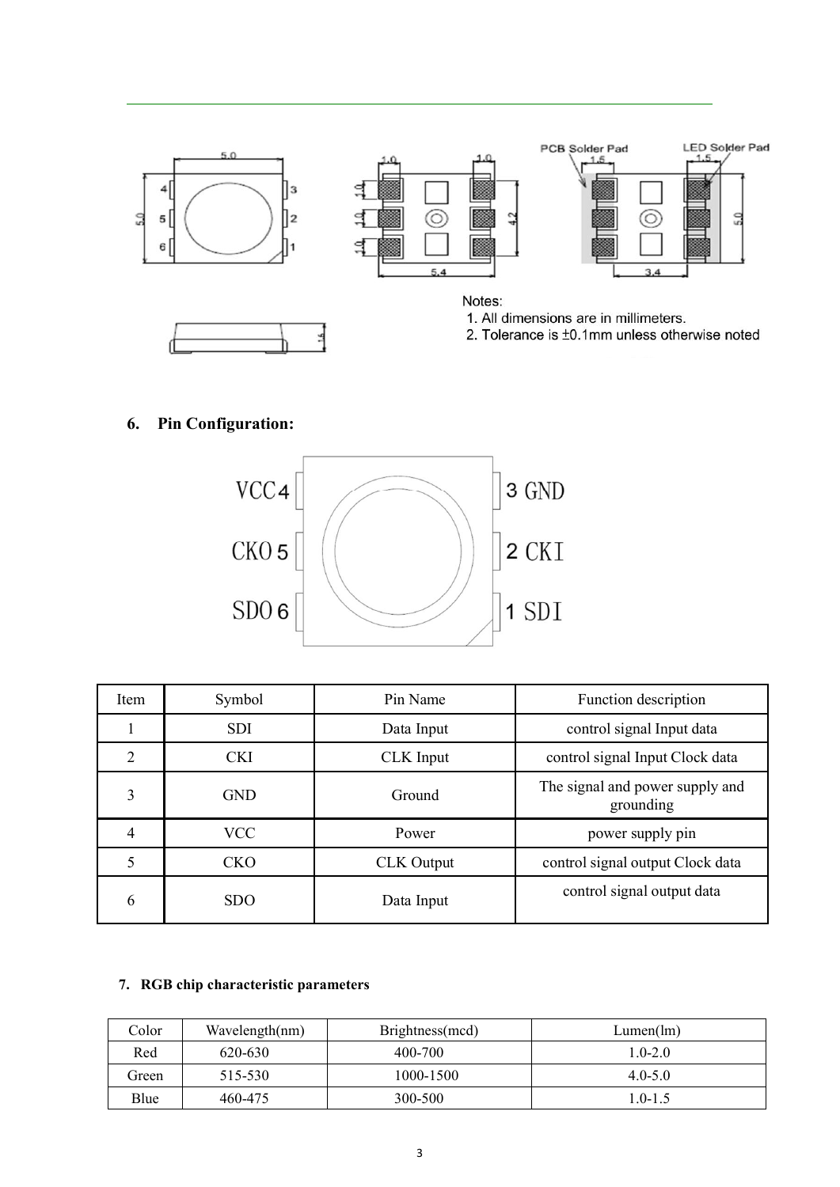Notes:

1. All dimensions are in millimeters.
2. Tolerance is ±0.1mm unless otherwise noted

## 6. Pin Configuration:

| Item | Symbol | Pin Name | Function description |
|---|---|---|---|
| 1 | SDI | Data Input | control signal Input data |
| 2 | CKI | CLK Input | control signal Input Clock data |
| 3 | GND | Ground | The signal and power supply and grounding |
| 4 | VCC | Power | power supply pin |
| 5 | CKO | CLK Output | control signal output Clock data |
| 6 | SDO | Data Input | control signal output data |

## 7. RGB chip characteristic parameters

| Color | Wavelength(nm) | Brightness(mcd) | Lumen(lm) |
|---|---|---|---|
| Red | 620-630 | 400-700 | 1.0-2.0 |
| Green | 515-530 | 1000-1500 | 4.0-5.0 |
| Blue | 460-475 | 300-500 | 1.0-1.5 |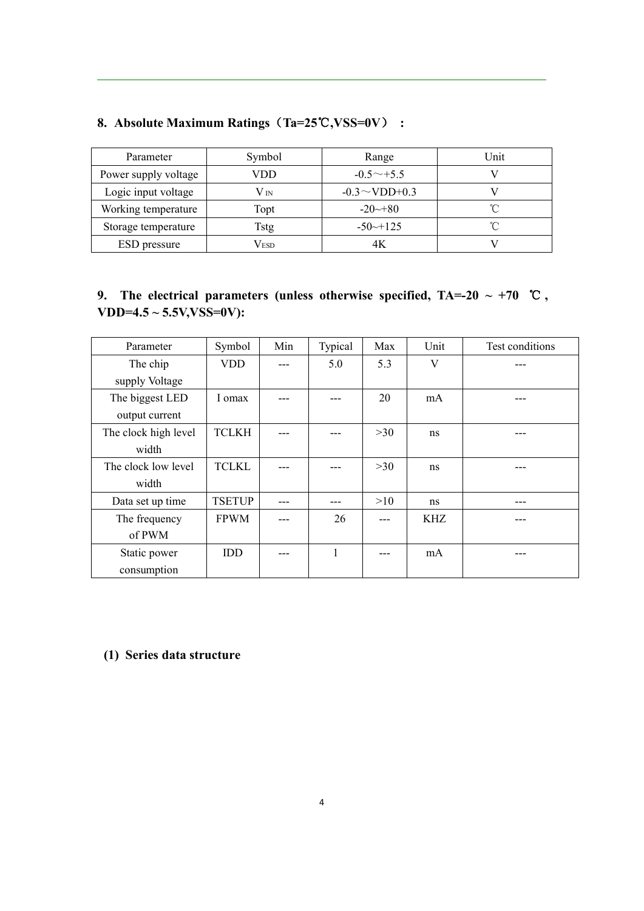## 8. Absolute Maximum Ratings（Ta=25℃,VSS=0V）：

| Parameter | Symbol | Range | Unit |
|---|---|---|---|
| Power supply voltage | VDD | -0.5～+5.5 | V |
| Logic input voltage | $V_{IN}$ | -0.3～VDD+0.3 | V |
| Working temperature | Topt | -20~+80 | ℃ |
| Storage temperature | Tstg | -50~+125 | ℃ |
| ESD pressure | $V_{ESD}$ | 4K | V |

## 9. The electrical parameters (unless otherwise specified, TA=-20 ~ +70 ℃, VDD=4.5 ~ 5.5V,VSS=0V):

| Parameter | Symbol | Min | Typical | Max | Unit | Test conditions |
|---|---|---|---|---|---|---|
| The chip supply Voltage | VDD | --- | 5.0 | 5.3 | V | --- |
| The biggest LED output current | I omax | --- | --- | 20 | mA | --- |
| The clock high level width | TCLKH | --- | --- | >30 | ns | --- |
| The clock low level width | TCLKL | --- | --- | >30 | ns | --- |
| Data set up time | TSETUP | --- | --- | >10 | ns | --- |
| The frequency of PWM | FPWM | --- | 26 | --- | KHZ | --- |
| Static power consumption | IDD | --- | 1 | --- | mA | --- |

### (1) Series data structure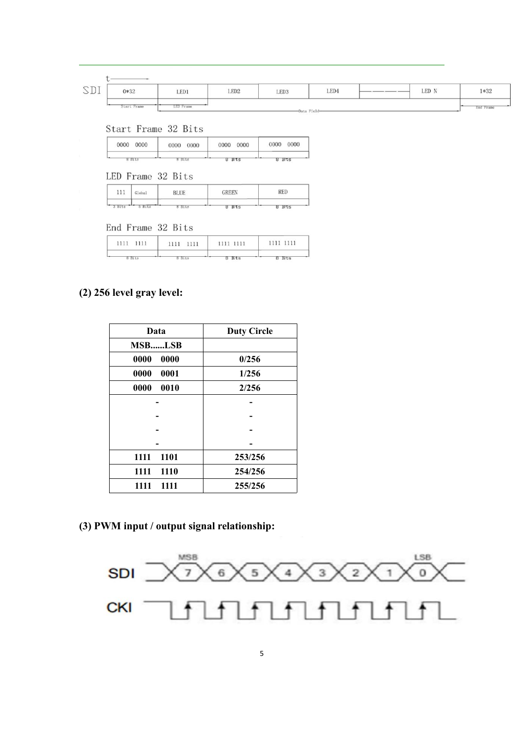| SDI | 0*32 | LED1 | LED2 | LED3 | LED4 | — — — | LED N | 1*32 |
|---|---|---|---|---|---|---|---|---|
| | Start Frame | LED Frame | Data Field | | | | | End Frame |

Start Frame 32 Bits

| 0000 0000 | 0000 0000 | 0000 0000 | 0000 0000 |
|---|---|---|---|
| 8 Bits | 8 Bits | 8 Bits | 8 Bits |

LED Frame 32 Bits

| 111 | Global | BLUE | GREEN | RED |
|---|---|---|---|---|
| 3 Bits | 5 Bits | 8 Bits | 8 Bits | 8 Bits |

End Frame 32 Bits

| 1111 1111 | 1111 1111 | 1111 1111 | 1111 1111 |
|---|---|---|---|
| 8 Bits | 8 Bits | 8 Bits | 8 Bits |

**(2) 256 level gray level:**

| Data | Duty Circle |
|---|---|
| **MSB......LSB** | |
| **0000 0000** | **0/256** |
| **0000 0001** | **1/256** |
| **0000 0010** | **2/256** |
| - | - |
| - | - |
| - | - |
| - | - |
| **1111 1101** | **253/256** |
| **1111 1110** | **254/256** |
| **1111 1111** | **255/256** |

**(3) PWM input / output signal relationship:**

SDI: MSB 7 6 5 4 3 2 1 0 LSB

CKI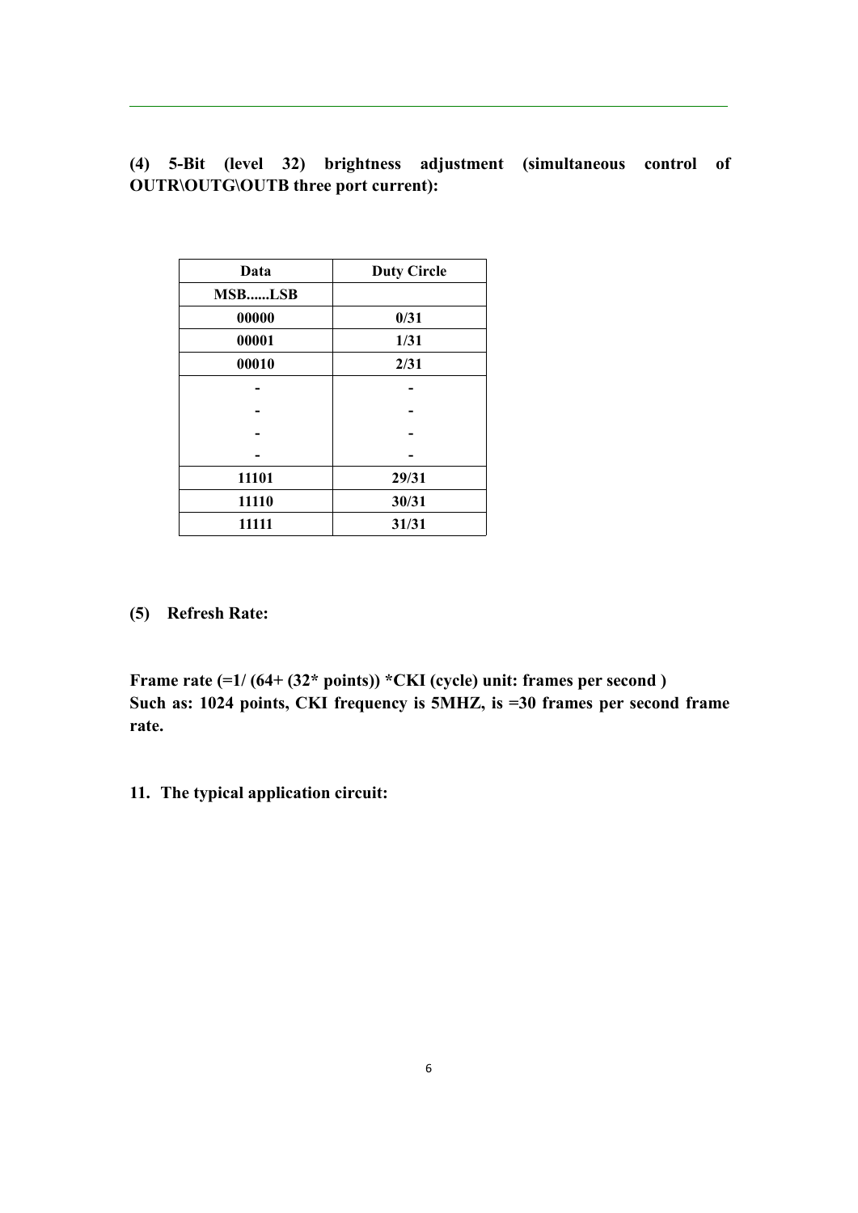**(4) 5-Bit (level 32) brightness adjustment (simultaneous control of OUTR\OUTG\OUTB three port current):**

| Data | Duty Circle |
|---|---|
| MSB......LSB | |
| 00000 | 0/31 |
| 00001 | 1/31 |
| 00010 | 2/31 |
| - | - |
| - | - |
| - | - |
| - | - |
| 11101 | 29/31 |
| 11110 | 30/31 |
| 11111 | 31/31 |

**(5) Refresh Rate:**

**Frame rate (=1/ (64+ (32* points)) *CKI (cycle) unit: frames per second )**
**Such as: 1024 points, CKI frequency is 5MHZ, is =30 frames per second frame rate.**

**11. The typical application circuit:**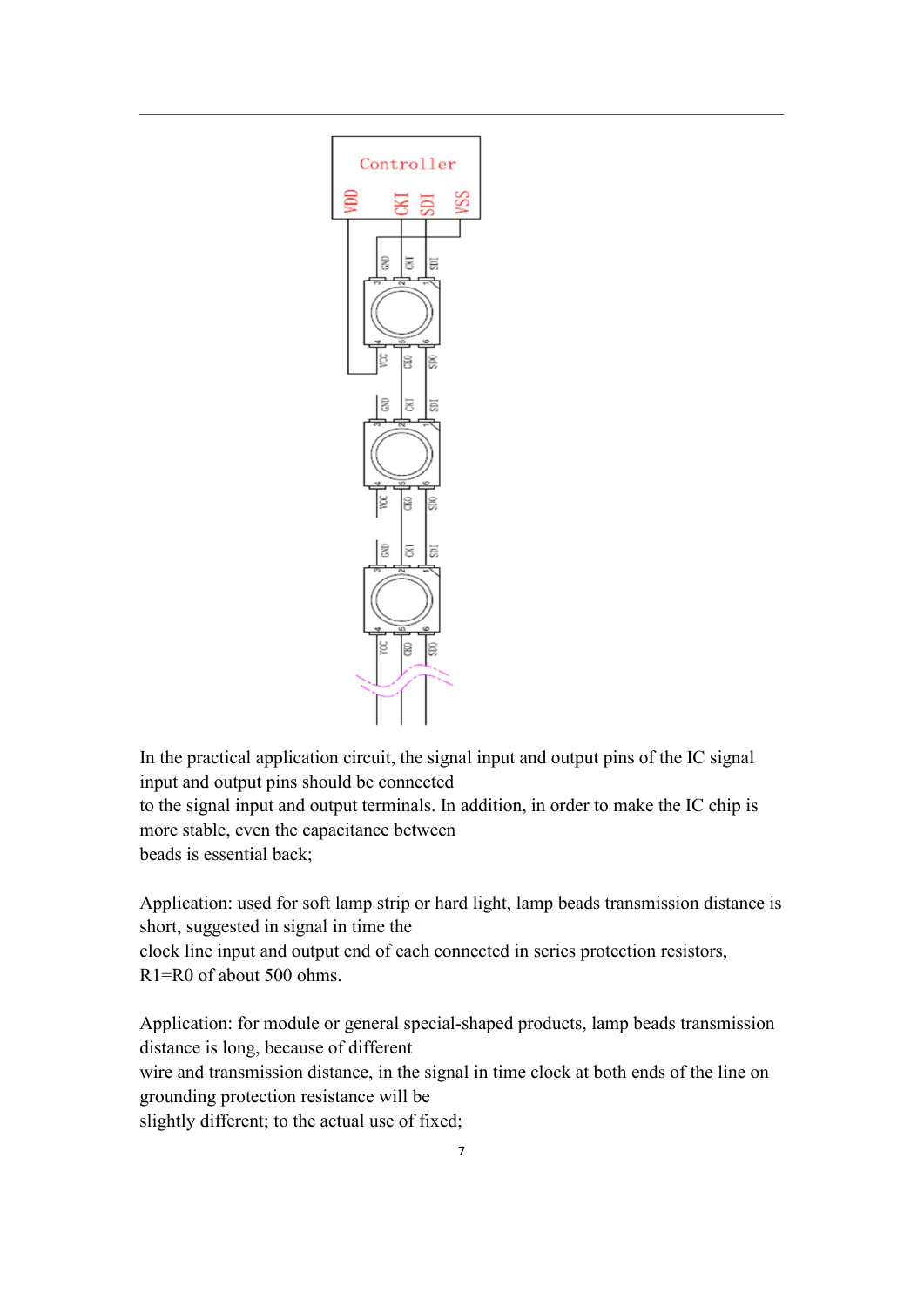In the practical application circuit, the signal input and output pins of the IC signal input and output pins should be connected
to the signal input and output terminals. In addition, in order to make the IC chip is more stable, even the capacitance between
beads is essential back;

Application: used for soft lamp strip or hard light, lamp beads transmission distance is short, suggested in signal in time the
clock line input and output end of each connected in series protection resistors, R1=R0 of about 500 ohms.

Application: for module or general special-shaped products, lamp beads transmission distance is long, because of different
wire and transmission distance, in the signal in time clock at both ends of the line on grounding protection resistance will be
slightly different; to the actual use of fixed;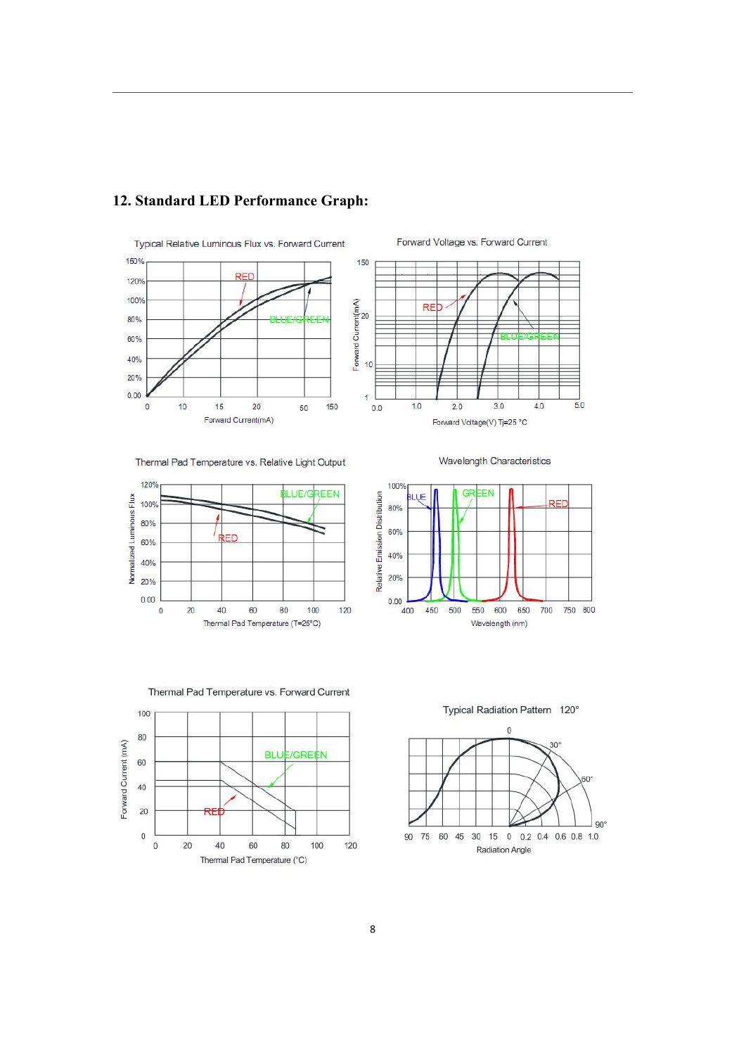## 12. Standard LED Performance Graph:

Typical Relative Luminous Flux vs. Forward Current

Forward Voltage vs. Forward Current

Thermal Pad Temperature vs. Relative Light Output

Wavelength Characteristics

Thermal Pad Temperature vs. Forward Current

Typical Radiation Pattern 120°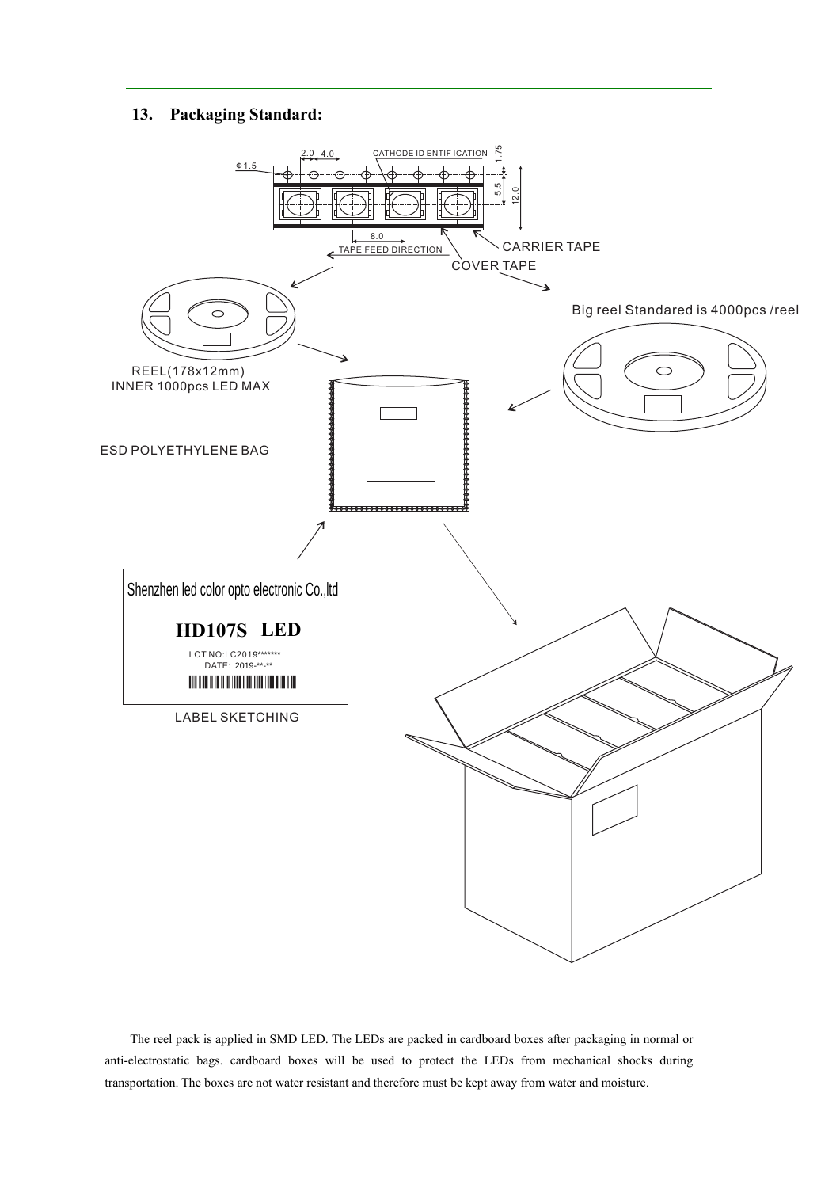## 13. Packaging Standard:

2.0 4.0 CATHODE IDENTIFICATION 1.75

Φ1.5

5.5 12.0

8.0

TAPE FEED DIRECTION

CARRIER TAPE

COVER TAPE

Big reel Standared is 4000pcs /reel

REEL(178x12mm)
INNER 1000pcs LED MAX

ESD POLYETHYLENE BAG

Shenzhen led color opto electronic Co.,ltd

**HD107S LED**

LOT NO:LC2019*******
DATE: 2019-**-**

LABEL SKETCHING

The reel pack is applied in SMD LED. The LEDs are packed in cardboard boxes after packaging in normal or anti-electrostatic bags. cardboard boxes will be used to protect the LEDs from mechanical shocks during transportation. The boxes are not water resistant and therefore must be kept away from water and moisture.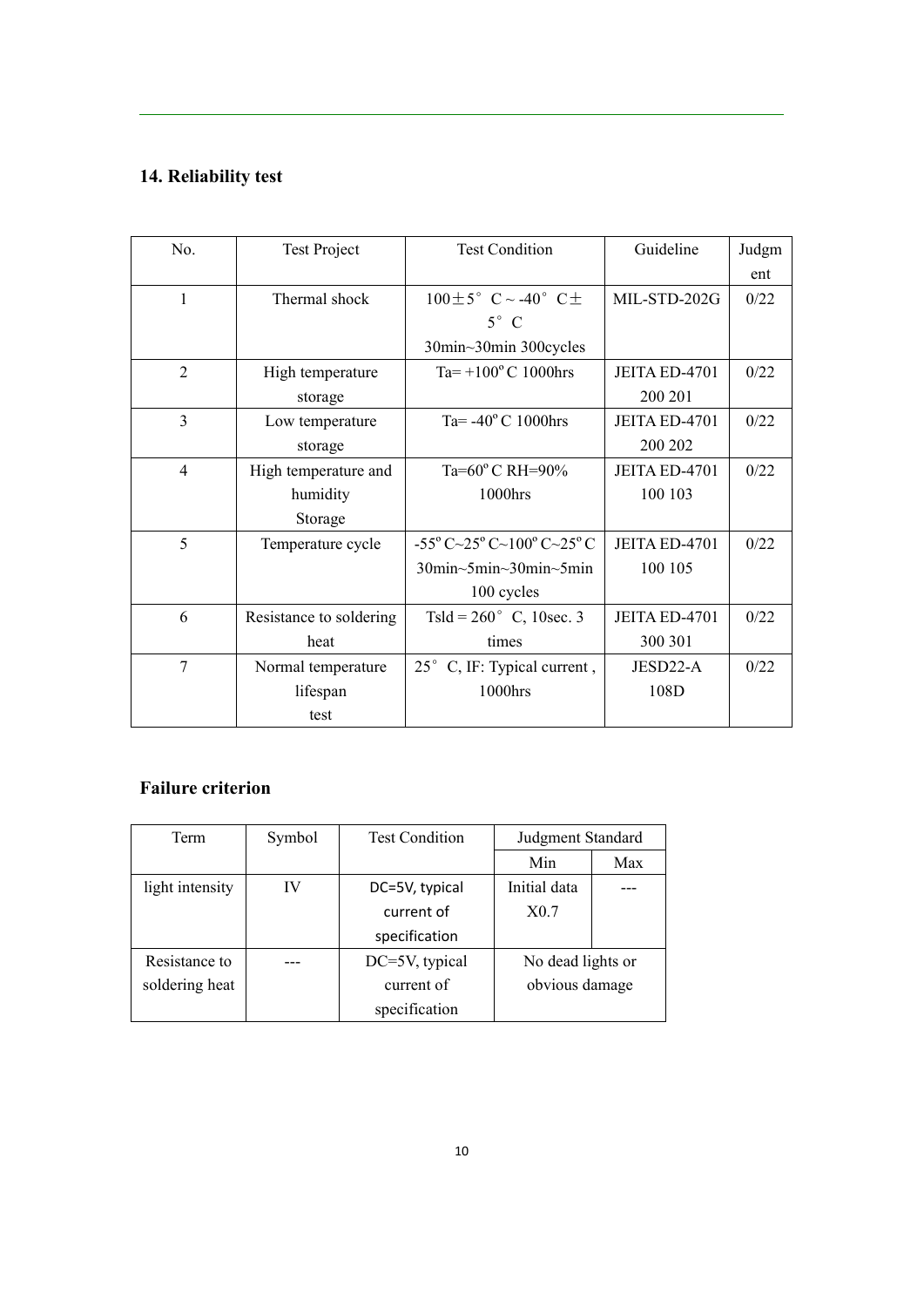## 14. Reliability test

| No. | Test Project | Test Condition | Guideline | Judgment |
|---|---|---|---|---|
| 1 | Thermal shock | 100±5° C ~ -40° C± 5° C 30min~30min 300cycles | MIL-STD-202G | 0/22 |
| 2 | High temperature storage | Ta= +100° C 1000hrs | JEITA ED-4701 200 201 | 0/22 |
| 3 | Low temperature storage | Ta= -40° C 1000hrs | JEITA ED-4701 200 202 | 0/22 |
| 4 | High temperature and humidity Storage | Ta=60° C RH=90% 1000hrs | JEITA ED-4701 100 103 | 0/22 |
| 5 | Temperature cycle | -55° C~25° C~100° C~25° C 30min~5min~30min~5min 100 cycles | JEITA ED-4701 100 105 | 0/22 |
| 6 | Resistance to soldering heat | Tsld = 260° C, 10sec. 3 times | JEITA ED-4701 300 301 | 0/22 |
| 7 | Normal temperature lifespan test | 25° C, IF: Typical current , 1000hrs | JESD22-A 108D | 0/22 |

## Failure criterion

| Term | Symbol | Test Condition | Judgment Standard | |
|---|---|---|---|---|
| | | | Min | Max |
| light intensity | IV | DC=5V, typical current of specification | Initial data X0.7 | --- |
| Resistance to soldering heat | --- | DC=5V, typical current of specification | No dead lights or obvious damage | |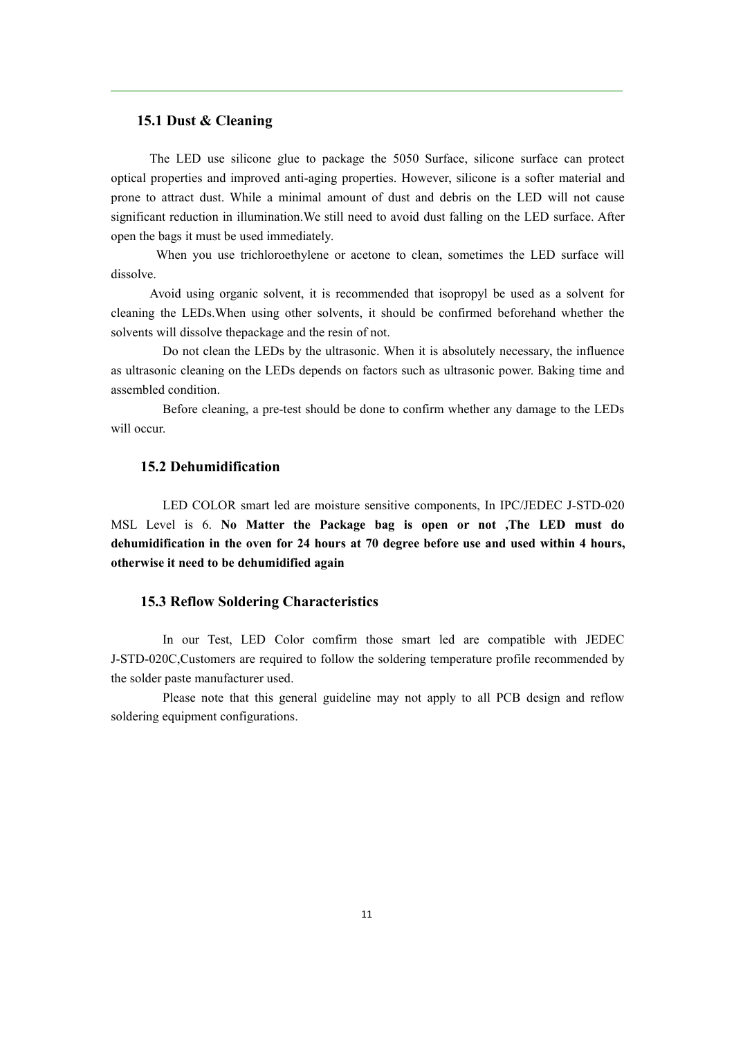## 15.1 Dust & Cleaning

The LED use silicone glue to package the 5050 Surface, silicone surface can protect optical properties and improved anti-aging properties. However, silicone is a softer material and prone to attract dust. While a minimal amount of dust and debris on the LED will not cause significant reduction in illumination.We still need to avoid dust falling on the LED surface. After open the bags it must be used immediately.

When you use trichloroethylene or acetone to clean, sometimes the LED surface will dissolve.

Avoid using organic solvent, it is recommended that isopropyl be used as a solvent for cleaning the LEDs.When using other solvents, it should be confirmed beforehand whether the solvents will dissolve thepackage and the resin of not.

Do not clean the LEDs by the ultrasonic. When it is absolutely necessary, the influence as ultrasonic cleaning on the LEDs depends on factors such as ultrasonic power. Baking time and assembled condition.

Before cleaning, a pre-test should be done to confirm whether any damage to the LEDs will occur.

## 15.2 Dehumidification

LED COLOR smart led are moisture sensitive components, In IPC/JEDEC J-STD-020 MSL Level is 6. **No Matter the Package bag is open or not ,The LED must do dehumidification in the oven for 24 hours at 70 degree before use and used within 4 hours, otherwise it need to be dehumidified again**

## 15.3 Reflow Soldering Characteristics

In our Test, LED Color comfirm those smart led are compatible with JEDEC J-STD-020C,Customers are required to follow the soldering temperature profile recommended by the solder paste manufacturer used.

Please note that this general guideline may not apply to all PCB design and reflow soldering equipment configurations.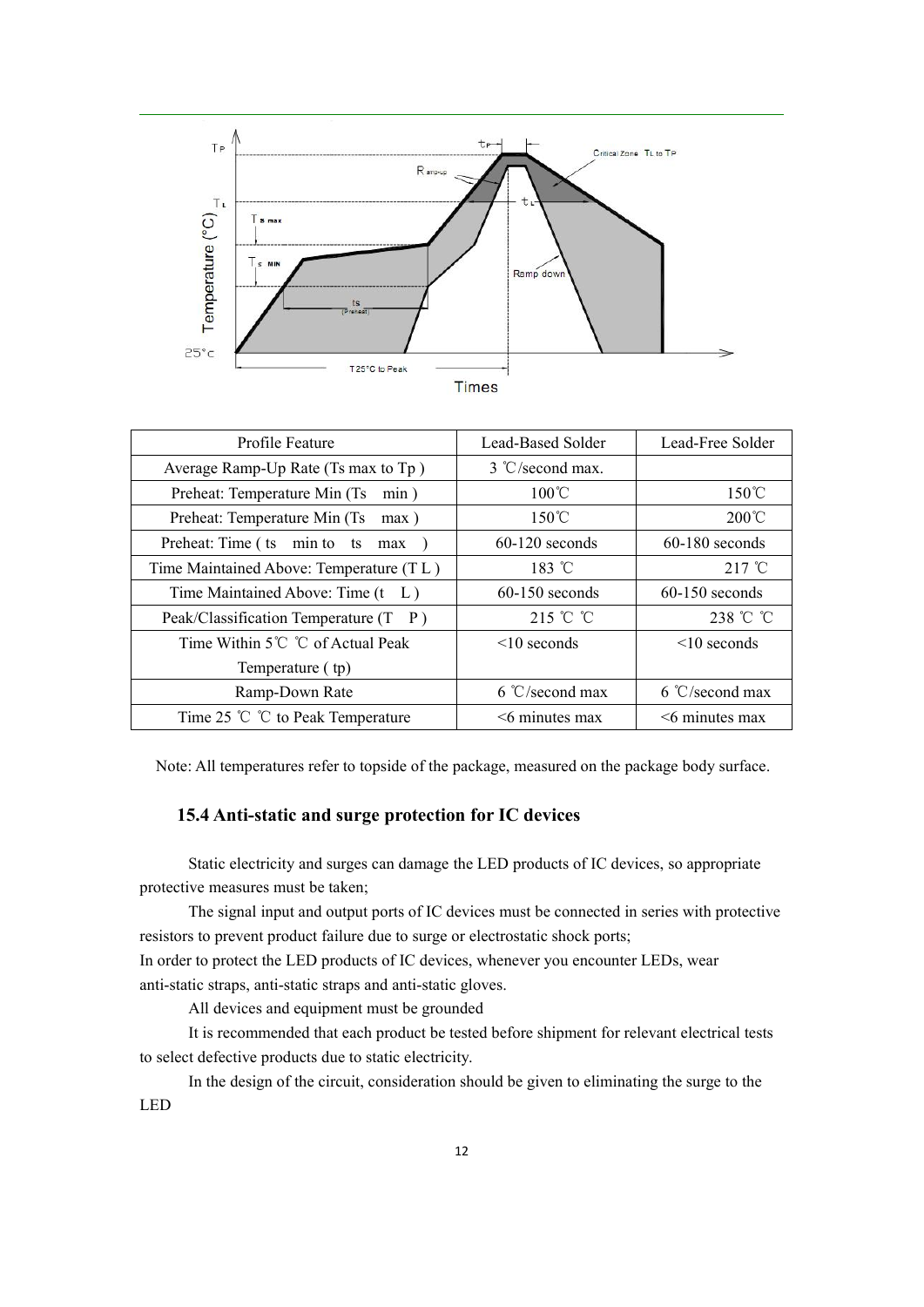| Profile Feature | Lead-Based Solder | Lead-Free Solder |
|---|---|---|
| Average Ramp-Up Rate (Ts max to Tp ) | 3 ℃/second max. | |
| Preheat: Temperature Min (Ts min ) | 100℃ | 150℃ |
| Preheat: Temperature Min (Ts max ) | 150℃ | 200℃ |
| Preheat: Time ( ts min to ts max ) | 60-120 seconds | 60-180 seconds |
| Time Maintained Above: Temperature (T L ) | 183 ℃ | 217 ℃ |
| Time Maintained Above: Time (t L ) | 60-150 seconds | 60-150 seconds |
| Peak/Classification Temperature (T P ) | 215 ℃ ℃ | 238 ℃ ℃ |
| Time Within 5℃ ℃ of Actual Peak Temperature ( tp) | <10 seconds | <10 seconds |
| Ramp-Down Rate | 6 ℃/second max | 6 ℃/second max |
| Time 25 ℃ ℃ to Peak Temperature | <6 minutes max | <6 minutes max |

Note: All temperatures refer to topside of the package, measured on the package body surface.

### 15.4 Anti-static and surge protection for IC devices

Static electricity and surges can damage the LED products of IC devices, so appropriate protective measures must be taken;

The signal input and output ports of IC devices must be connected in series with protective resistors to prevent product failure due to surge or electrostatic shock ports;

In order to protect the LED products of IC devices, whenever you encounter LEDs, wear anti-static straps, anti-static straps and anti-static gloves.

All devices and equipment must be grounded

It is recommended that each product be tested before shipment for relevant electrical tests to select defective products due to static electricity.

In the design of the circuit, consideration should be given to eliminating the surge to the LED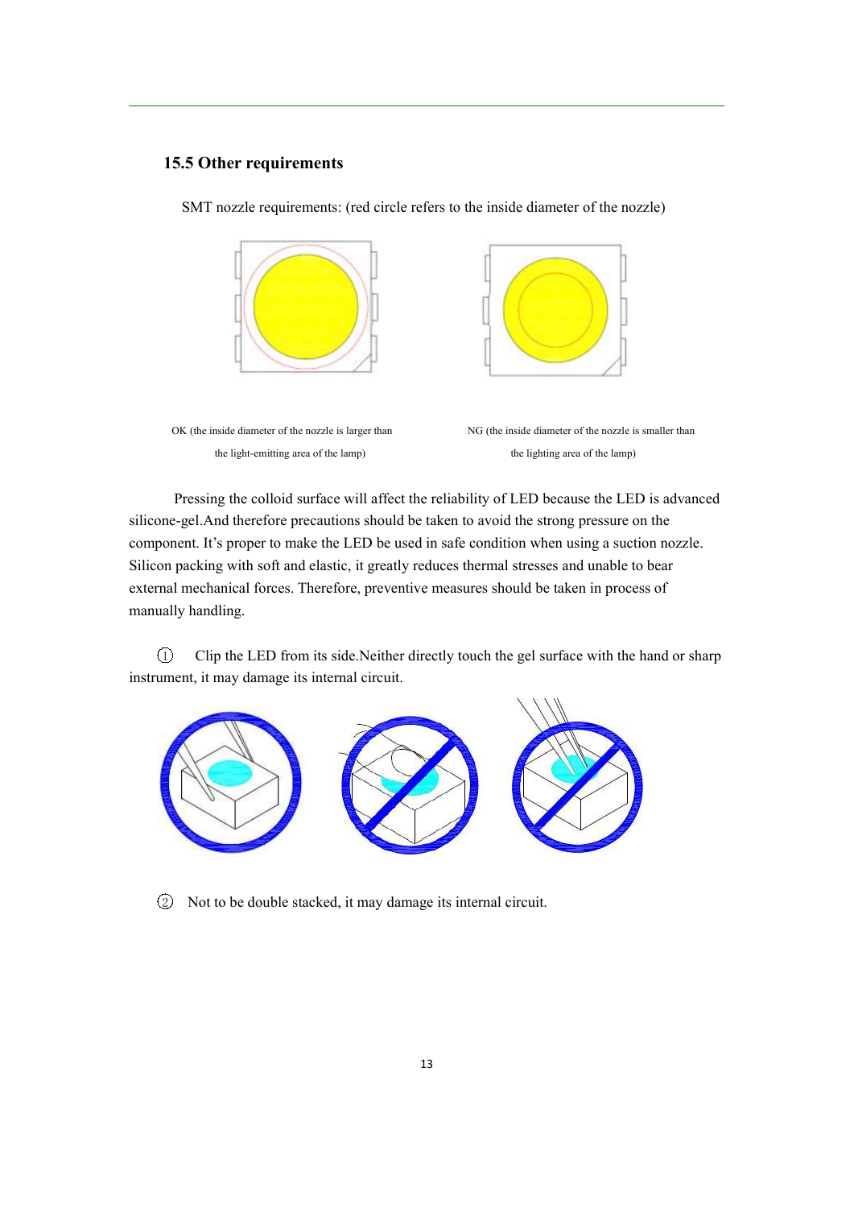### 15.5 Other requirements

SMT nozzle requirements: (red circle refers to the inside diameter of the nozzle)

OK (the inside diameter of the nozzle is larger than the light-emitting area of the lamp)

NG (the inside diameter of the nozzle is smaller than the lighting area of the lamp)

Pressing the colloid surface will affect the reliability of LED because the LED is advanced silicone-gel.And therefore precautions should be taken to avoid the strong pressure on the component. It's proper to make the LED be used in safe condition when using a suction nozzle. Silicon packing with soft and elastic, it greatly reduces thermal stresses and unable to bear external mechanical forces. Therefore, preventive measures should be taken in process of manually handling.

① Clip the LED from its side.Neither directly touch the gel surface with the hand or sharp instrument, it may damage its internal circuit.

② Not to be double stacked, it may damage its internal circuit.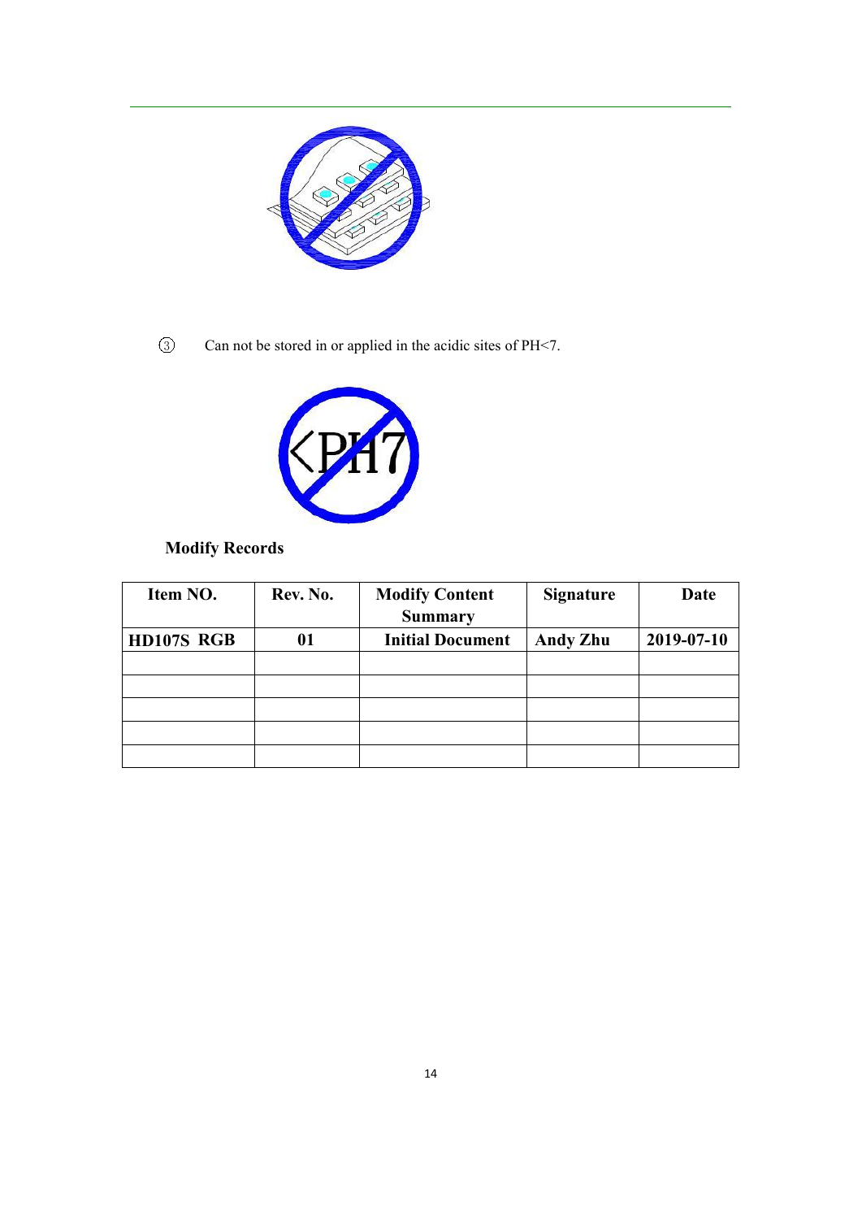③ Can not be stored in or applied in the acidic sites of PH<7.

**Modify Records**

| Item NO. | Rev. No. | Modify Content Summary | Signature | Date |
|---|---|---|---|---|
| **HD107S RGB** | **01** | **Initial Document** | **Andy Zhu** | **2019-07-10** |
| | | | | |
| | | | | |
| | | | | |
| | | | | |
| | | | | |